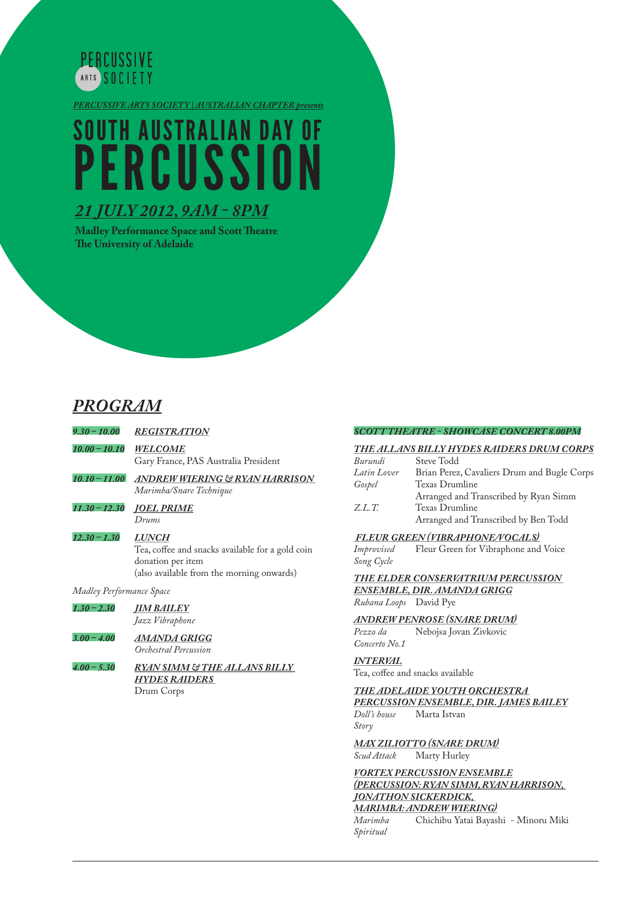PERCUSSIVE ARTS SOCIETY

*PERCUSSIVE ARTS SOCIETY | AUSTRALIAN CHAPTER presents*

# SOUTH AUSTRALIAN DAY OF PERCUSSION

## *21 JULY 2012, 9AM - 8PM*

**Madley Performance Space and Scott Theatre**
**The University of Adelaide**

## *PROGRAM*

***9.30 – 10.00*** ***REGISTRATION***

***10.00 – 10.10*** ***WELCOME***
Gary France, PAS Australia President

***10.10 – 11.00*** ***ANDREW WIERING & RYAN HARRISON***
*Marimba/Snare Technique*

***11.30 – 12.30*** ***JOEL PRIME***
*Drums*

***12.30 – 1.30*** ***LUNCH***
Tea, coffee and snacks available for a gold coin donation per item
(also available from the morning onwards)

*Madley Performance Space*

***1.30 – 2.30*** ***JIM BAILEY***
*Jazz Vibraphone*

***3.00 – 4.00*** ***AMANDA GRIGG***
*Orchestral Percussion*

***4.00 – 5.30*** ***RYAN SIMM & THE ALLANS BILLY HYDES RAIDERS***
Drum Corps

***SCOTT THEATRE - SHOWCASE CONCERT 8.00PM***

***THE ALLANS BILLY HYDES RAIDERS DRUM CORPS***

*Burundi* Steve Todd
*Latin Lover* Brian Perez, Cavaliers Drum and Bugle Corps
*Gospel* Texas Drumline
Arranged and Transcribed by Ryan Simm
*Z.L.T.* Texas Drumline
Arranged and Transcribed by Ben Todd

***FLEUR GREEN (VIBRAPHONE/VOCALS)***

*Improvised Song Cycle* Fleur Green for Vibraphone and Voice

***THE ELDER CONSERVATRIUM PERCUSSION ENSEMBLE, DIR. AMANDA GRIGG***

*Rubana Loops* David Pye

***ANDREW PENROSE (SNARE DRUM)***

*Pezzo da Concerto No.1* Nebojsa Jovan Zivkovic

***INTERVAL***

Tea, coffee and snacks available

***THE ADELAIDE YOUTH ORCHESTRA PERCUSSION ENSEMBLE, DIR. JAMES BAILEY***

*Doll's house Story* Marta Istvan

***MAX ZILIOTTO (SNARE DRUM)***

*Scud Attack* Marty Hurley

***VORTEX PERCUSSION ENSEMBLE (PERCUSSION: RYAN SIMM, RYAN HARRISON, JONATHON SICKERDICK, MARIMBA: ANDREW WIERING)***

*Marimba Spiritual* Chichibu Yatai Bayashi - Minoru Miki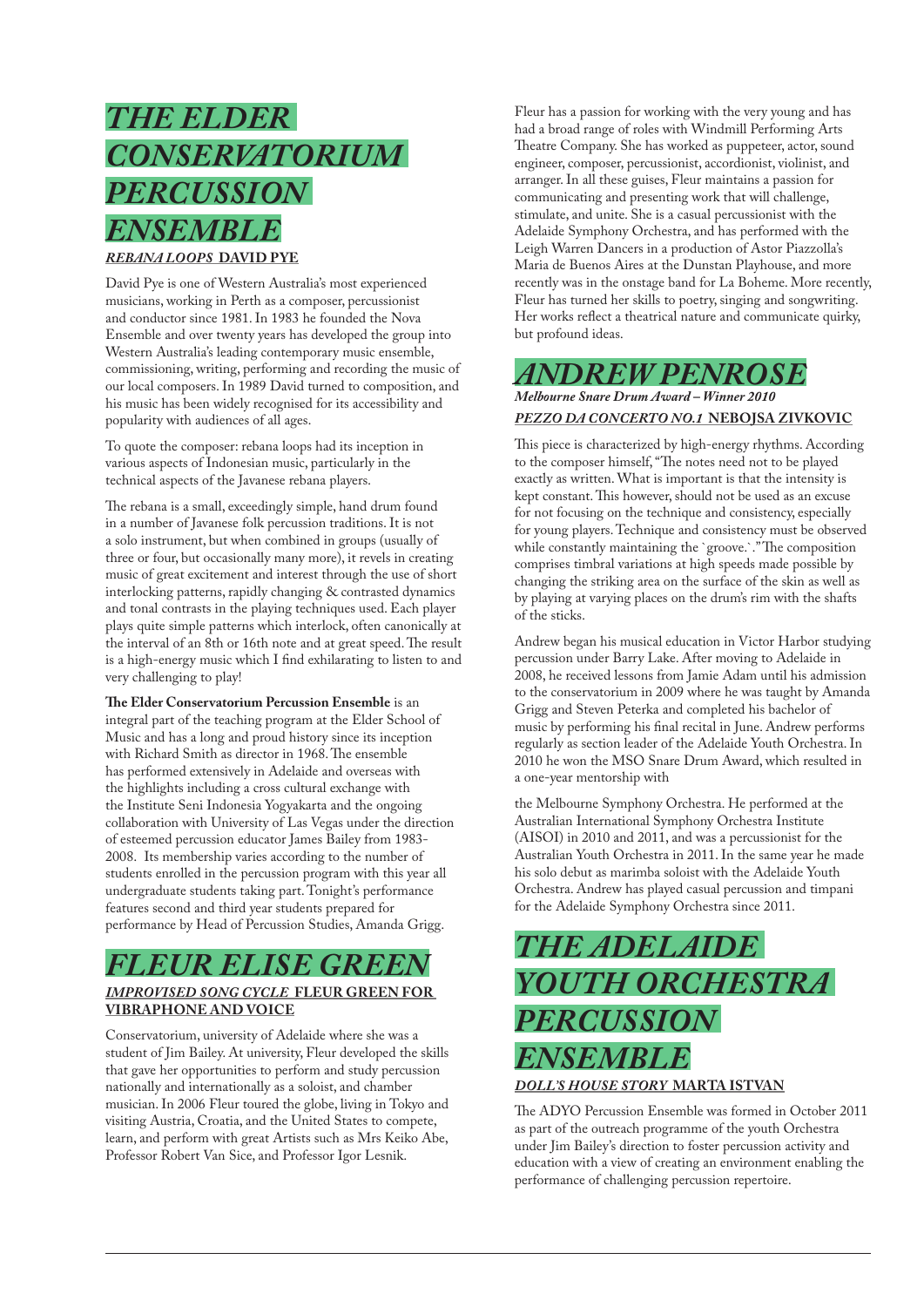## *THE ELDER CONSERVATORIUM PERCUSSION ENSEMBLE*

***REBANA LOOPS* DAVID PYE**

David Pye is one of Western Australia's most experienced musicians, working in Perth as a composer, percussionist and conductor since 1981. In 1983 he founded the Nova Ensemble and over twenty years has developed the group into Western Australia's leading contemporary music ensemble, commissioning, writing, performing and recording the music of our local composers. In 1989 David turned to composition, and his music has been widely recognised for its accessibility and popularity with audiences of all ages.

To quote the composer: rebana loops had its inception in various aspects of Indonesian music, particularly in the technical aspects of the Javanese rebana players.

The rebana is a small, exceedingly simple, hand drum found in a number of Javanese folk percussion traditions. It is not a solo instrument, but when combined in groups (usually of three or four, but occasionally many more), it revels in creating music of great excitement and interest through the use of short interlocking patterns, rapidly changing & contrasted dynamics and tonal contrasts in the playing techniques used. Each player plays quite simple patterns which interlock, often canonically at the interval of an 8th or 16th note and at great speed. The result is a high-energy music which I find exhilarating to listen to and very challenging to play!

**The Elder Conservatorium Percussion Ensemble** is an integral part of the teaching program at the Elder School of Music and has a long and proud history since its inception with Richard Smith as director in 1968. The ensemble has performed extensively in Adelaide and overseas with the highlights including a cross cultural exchange with the Institute Seni Indonesia Yogyakarta and the ongoing collaboration with University of Las Vegas under the direction of esteemed percussion educator James Bailey from 1983-2008. Its membership varies according to the number of students enrolled in the percussion program with this year all undergraduate students taking part. Tonight's performance features second and third year students prepared for performance by Head of Percussion Studies, Amanda Grigg.

## *FLEUR ELISE GREEN*

***IMPROVISED SONG CYCLE* FLEUR GREEN FOR VIBRAPHONE AND VOICE**

Conservatorium, university of Adelaide where she was a student of Jim Bailey. At university, Fleur developed the skills that gave her opportunities to perform and study percussion nationally and internationally as a soloist, and chamber musician. In 2006 Fleur toured the globe, living in Tokyo and visiting Austria, Croatia, and the United States to compete, learn, and perform with great Artists such as Mrs Keiko Abe, Professor Robert Van Sice, and Professor Igor Lesnik.

Fleur has a passion for working with the very young and has had a broad range of roles with Windmill Performing Arts Theatre Company. She has worked as puppeteer, actor, sound engineer, composer, percussionist, accordionist, violinist, and arranger. In all these guises, Fleur maintains a passion for communicating and presenting work that will challenge, stimulate, and unite. She is a casual percussionist with the Adelaide Symphony Orchestra, and has performed with the Leigh Warren Dancers in a production of Astor Piazzolla's Maria de Buenos Aires at the Dunstan Playhouse, and more recently was in the onstage band for La Boheme. More recently, Fleur has turned her skills to poetry, singing and songwriting. Her works reflect a theatrical nature and communicate quirky, but profound ideas.

## *ANDREW PENROSE*

***Melbourne Snare Drum Award – Winner 2010***

***PEZZO DA CONCERTO NO.1* NEBOJSA ZIVKOVIC**

This piece is characterized by high-energy rhythms. According to the composer himself, "The notes need not to be played exactly as written. What is important is that the intensity is kept constant. This however, should not be used as an excuse for not focusing on the technique and consistency, especially for young players. Technique and consistency must be observed while constantly maintaining the `groove.`." The composition comprises timbral variations at high speeds made possible by changing the striking area on the surface of the skin as well as by playing at varying places on the drum's rim with the shafts of the sticks.

Andrew began his musical education in Victor Harbor studying percussion under Barry Lake. After moving to Adelaide in 2008, he received lessons from Jamie Adam until his admission to the conservatorium in 2009 where he was taught by Amanda Grigg and Steven Peterka and completed his bachelor of music by performing his final recital in June. Andrew performs regularly as section leader of the Adelaide Youth Orchestra. In 2010 he won the MSO Snare Drum Award, which resulted in a one-year mentorship with the Melbourne Symphony Orchestra. He performed at the Australian International Symphony Orchestra Institute (AISOI) in 2010 and 2011, and was a percussionist for the Australian Youth Orchestra in 2011. In the same year he made his solo debut as marimba soloist with the Adelaide Youth Orchestra. Andrew has played casual percussion and timpani for the Adelaide Symphony Orchestra since 2011.

## *THE ADELAIDE YOUTH ORCHESTRA PERCUSSION ENSEMBLE*

***DOLL'S HOUSE STORY* MARTA ISTVAN**

The ADYO Percussion Ensemble was formed in October 2011 as part of the outreach programme of the youth Orchestra under Jim Bailey's direction to foster percussion activity and education with a view of creating an environment enabling the performance of challenging percussion repertoire.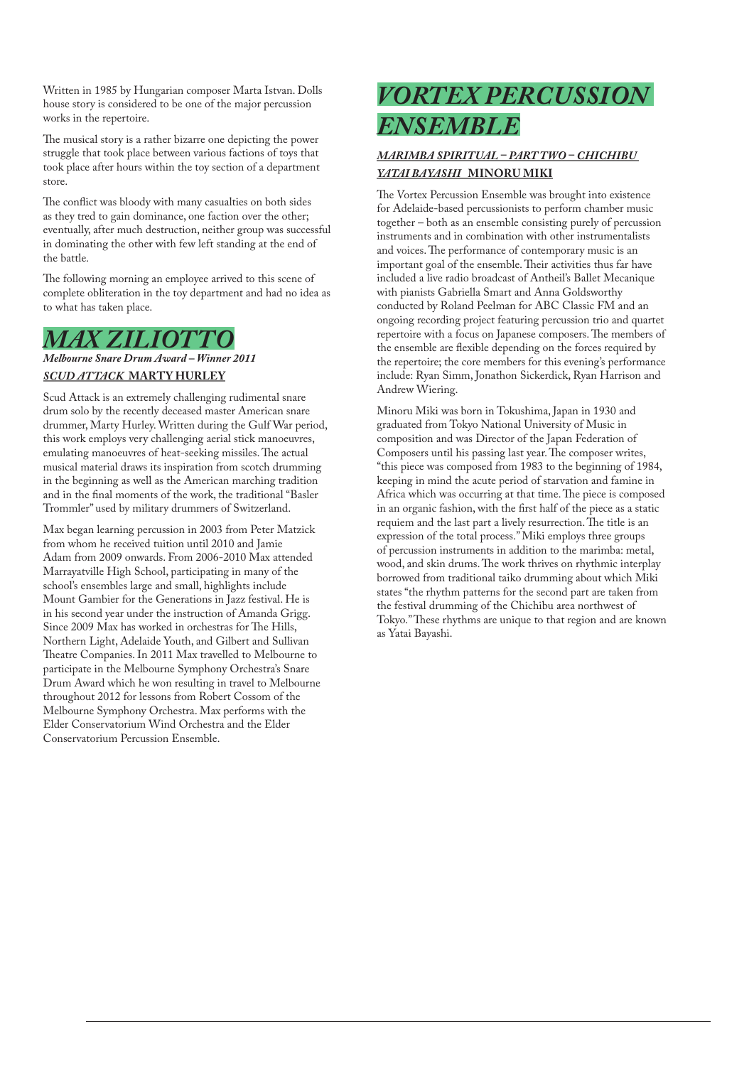Written in 1985 by Hungarian composer Marta Istvan. Dolls house story is considered to be one of the major percussion works in the repertoire.

The musical story is a rather bizarre one depicting the power struggle that took place between various factions of toys that took place after hours within the toy section of a department store.

The conflict was bloody with many casualties on both sides as they tred to gain dominance, one faction over the other; eventually, after much destruction, neither group was successful in dominating the other with few left standing at the end of the battle.

The following morning an employee arrived to this scene of complete obliteration in the toy department and had no idea as to what has taken place.

# *MAX ZILIOTTO*

***Melbourne Snare Drum Award – Winner 2011***

***SCUD ATTACK*** **MARTY HURLEY**

Scud Attack is an extremely challenging rudimental snare drum solo by the recently deceased master American snare drummer, Marty Hurley. Written during the Gulf War period, this work employs very challenging aerial stick manoeuvres, emulating manoeuvres of heat-seeking missiles. The actual musical material draws its inspiration from scotch drumming in the beginning as well as the American marching tradition and in the final moments of the work, the traditional "Basler Trommler" used by military drummers of Switzerland.

Max began learning percussion in 2003 from Peter Matzick from whom he received tuition until 2010 and Jamie Adam from 2009 onwards. From 2006-2010 Max attended Marrayatville High School, participating in many of the school's ensembles large and small, highlights include Mount Gambier for the Generations in Jazz festival. He is in his second year under the instruction of Amanda Grigg. Since 2009 Max has worked in orchestras for The Hills, Northern Light, Adelaide Youth, and Gilbert and Sullivan Theatre Companies. In 2011 Max travelled to Melbourne to participate in the Melbourne Symphony Orchestra's Snare Drum Award which he won resulting in travel to Melbourne throughout 2012 for lessons from Robert Cossom of the Melbourne Symphony Orchestra. Max performs with the Elder Conservatorium Wind Orchestra and the Elder Conservatorium Percussion Ensemble.

# *VORTEX PERCUSSION ENSEMBLE*

***MARIMBA SPIRITUAL – PART TWO – CHICHIBU YATAI BAYASHI*** **MINORU MIKI**

The Vortex Percussion Ensemble was brought into existence for Adelaide-based percussionists to perform chamber music together – both as an ensemble consisting purely of percussion instruments and in combination with other instrumentalists and voices. The performance of contemporary music is an important goal of the ensemble. Their activities thus far have included a live radio broadcast of Antheil's Ballet Mecanique with pianists Gabriella Smart and Anna Goldsworthy conducted by Roland Peelman for ABC Classic FM and an ongoing recording project featuring percussion trio and quartet repertoire with a focus on Japanese composers. The members of the ensemble are flexible depending on the forces required by the repertoire; the core members for this evening's performance include: Ryan Simm, Jonathon Sickerdick, Ryan Harrison and Andrew Wiering.

Minoru Miki was born in Tokushima, Japan in 1930 and graduated from Tokyo National University of Music in composition and was Director of the Japan Federation of Composers until his passing last year. The composer writes, "this piece was composed from 1983 to the beginning of 1984, keeping in mind the acute period of starvation and famine in Africa which was occurring at that time. The piece is composed in an organic fashion, with the first half of the piece as a static requiem and the last part a lively resurrection. The title is an expression of the total process." Miki employs three groups of percussion instruments in addition to the marimba: metal, wood, and skin drums. The work thrives on rhythmic interplay borrowed from traditional taiko drumming about which Miki states "the rhythm patterns for the second part are taken from the festival drumming of the Chichibu area northwest of Tokyo." These rhythms are unique to that region and are known as Yatai Bayashi.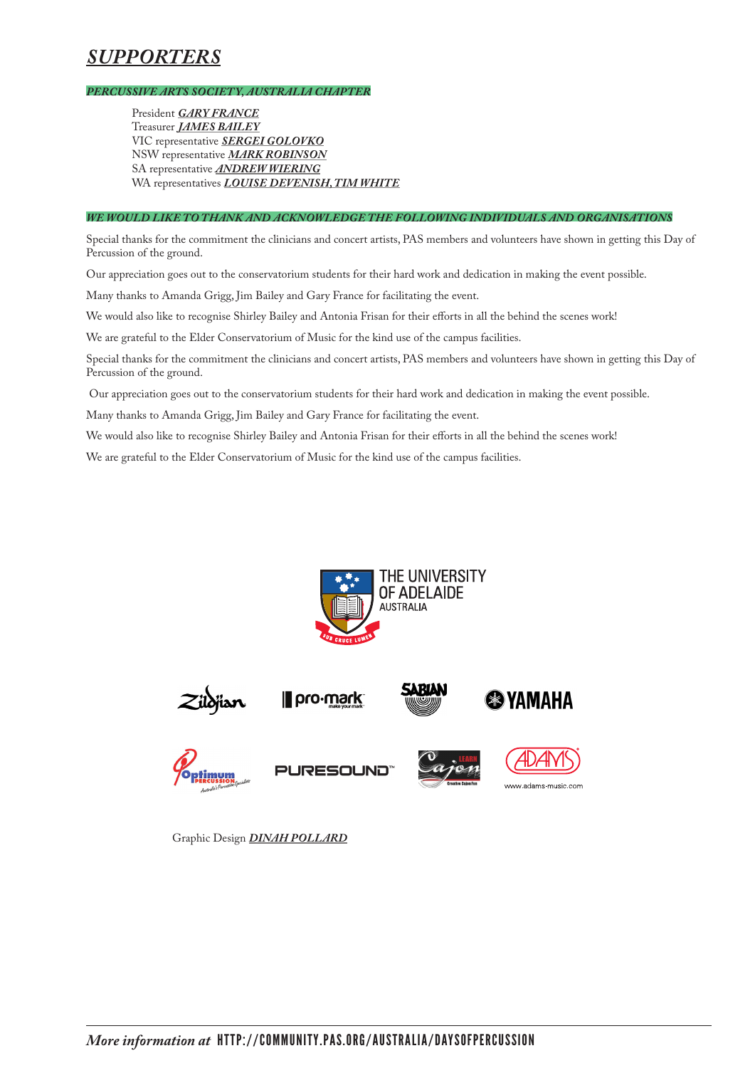# SUPPORTERS

***PERCUSSIVE ARTS SOCIETY, AUSTRALIA CHAPTER***

President ***GARY FRANCE***
Treasurer ***JAMES BAILEY***
VIC representative ***SERGEI GOLOVKO***
NSW representative ***MARK ROBINSON***
SA representative ***ANDREW WIERING***
WA representatives ***LOUISE DEVENISH, TIM WHITE***

***WE WOULD LIKE TO THANK AND ACKNOWLEDGE THE FOLLOWING INDIVIDUALS AND ORGANISATIONS***

Special thanks for the commitment the clinicians and concert artists, PAS members and volunteers have shown in getting this Day of Percussion of the ground.

Our appreciation goes out to the conservatorium students for their hard work and dedication in making the event possible.

Many thanks to Amanda Grigg, Jim Bailey and Gary France for facilitating the event.

We would also like to recognise Shirley Bailey and Antonia Frisan for their efforts in all the behind the scenes work!

We are grateful to the Elder Conservatorium of Music for the kind use of the campus facilities.

Special thanks for the commitment the clinicians and concert artists, PAS members and volunteers have shown in getting this Day of Percussion of the ground.

Our appreciation goes out to the conservatorium students for their hard work and dedication in making the event possible.

Many thanks to Amanda Grigg, Jim Bailey and Gary France for facilitating the event.

We would also like to recognise Shirley Bailey and Antonia Frisan for their efforts in all the behind the scenes work!

We are grateful to the Elder Conservatorium of Music for the kind use of the campus facilities.

THE UNIVERSITY OF ADELAIDE AUSTRALIA

Zildjian | pro-mark | SABIAN | YAMAHA

Optimum Percussion | PURESOUND | Learn Cajon | ADAMS www.adams-music.com

Graphic Design ***DINAH POLLARD***

*More information at* HTTP://COMMUNITY.PAS.ORG/AUSTRALIA/DAYSOFPERCUSSION